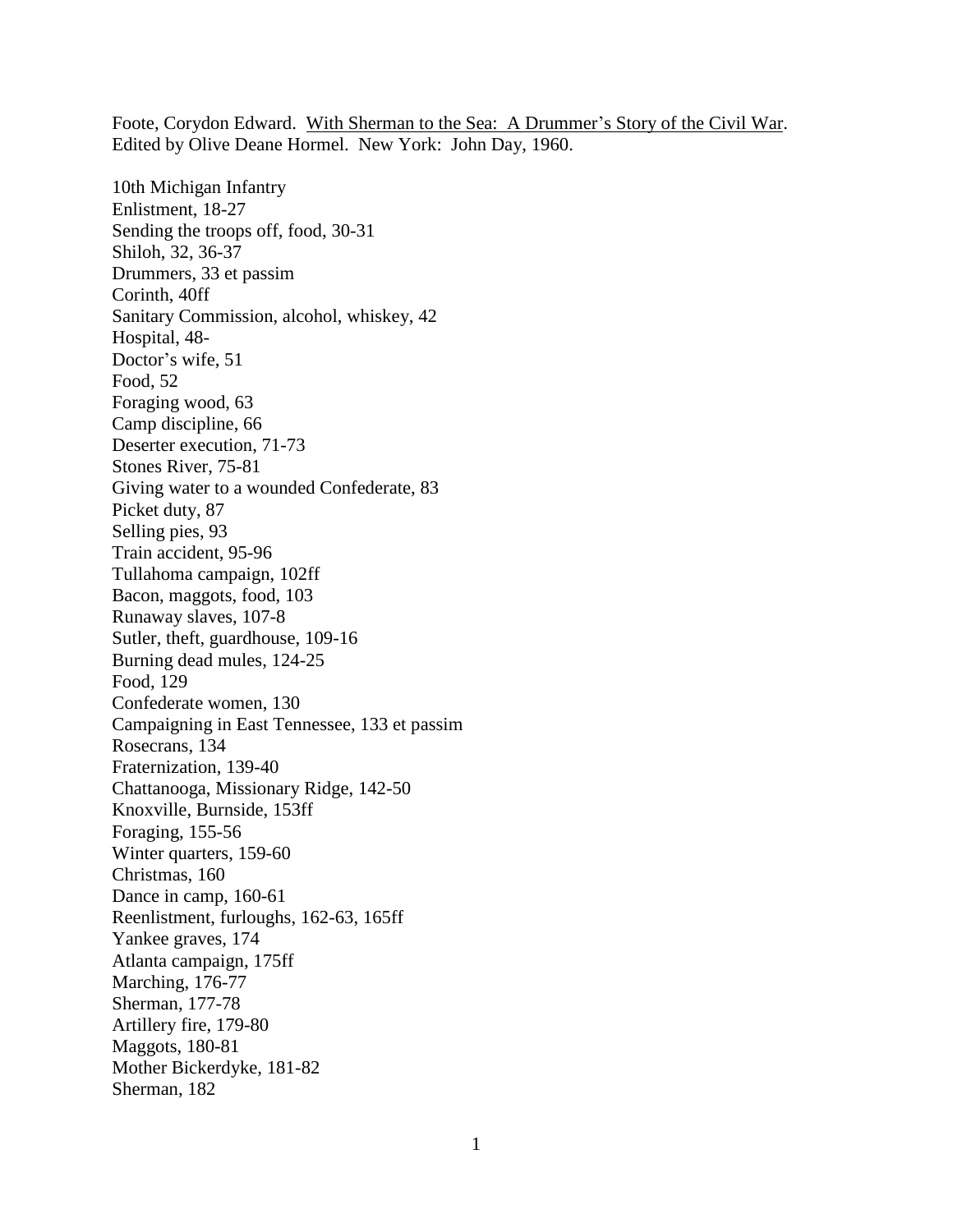Foote, Corydon Edward. With Sherman to the Sea: A Drummer's Story of the Civil War. Edited by Olive Deane Hormel. New York: John Day, 1960.

10th Michigan Infantry
Enlistment, 18-27
Sending the troops off, food, 30-31
Shiloh, 32, 36-37
Drummers, 33 et passim
Corinth, 40ff
Sanitary Commission, alcohol, whiskey, 42
Hospital, 48-
Doctor's wife, 51
Food, 52
Foraging wood, 63
Camp discipline, 66
Deserter execution, 71-73
Stones River, 75-81
Giving water to a wounded Confederate, 83
Picket duty, 87
Selling pies, 93
Train accident, 95-96
Tullahoma campaign, 102ff
Bacon, maggots, food, 103
Runaway slaves, 107-8
Sutler, theft, guardhouse, 109-16
Burning dead mules, 124-25
Food, 129
Confederate women, 130
Campaigning in East Tennessee, 133 et passim
Rosecrans, 134
Fraternization, 139-40
Chattanooga, Missionary Ridge, 142-50
Knoxville, Burnside, 153ff
Foraging, 155-56
Winter quarters, 159-60
Christmas, 160
Dance in camp, 160-61
Reenlistment, furloughs, 162-63, 165ff
Yankee graves, 174
Atlanta campaign, 175ff
Marching, 176-77
Sherman, 177-78
Artillery fire, 179-80
Maggots, 180-81
Mother Bickerdyke, 181-82
Sherman, 182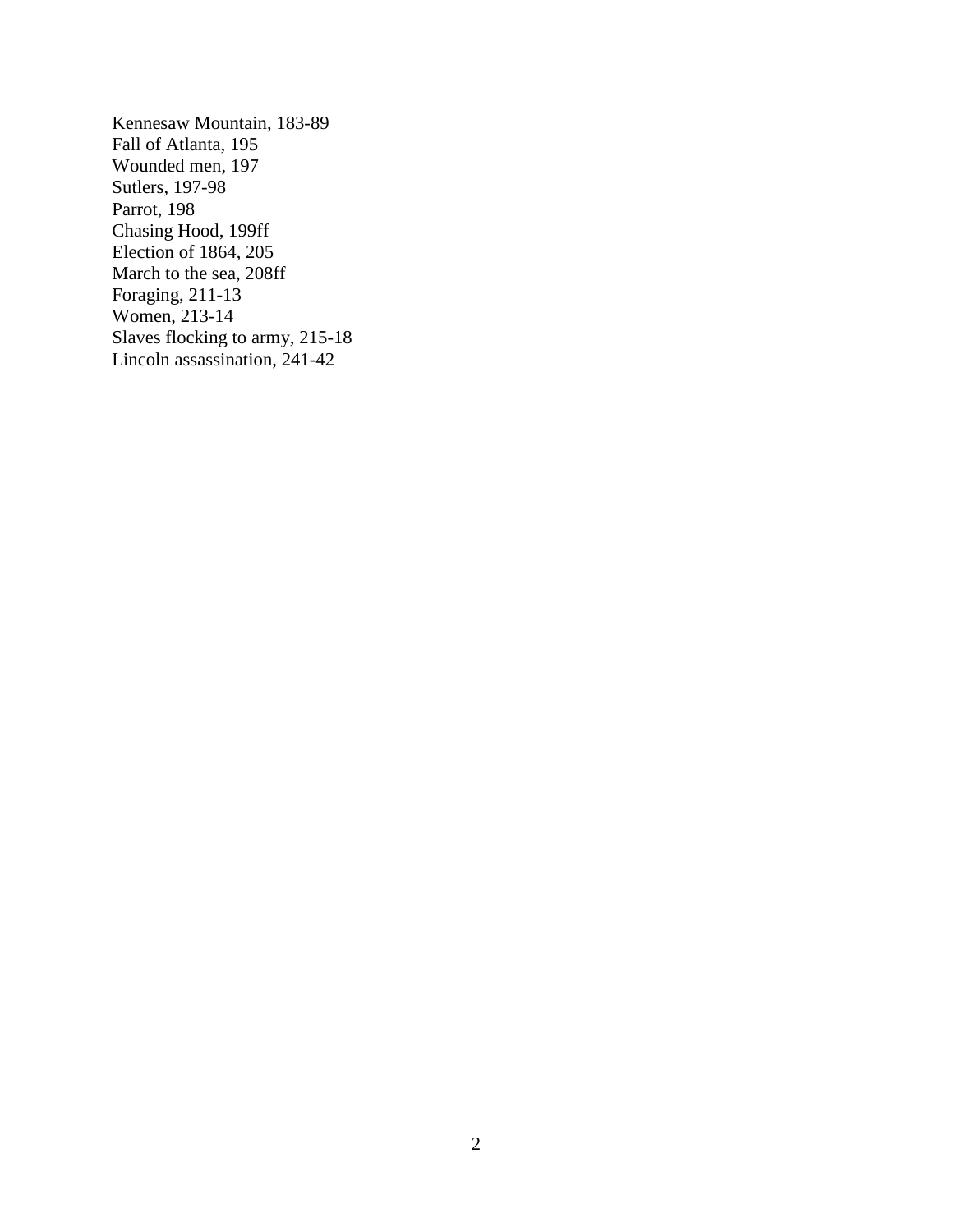Kennesaw Mountain, 183-89
Fall of Atlanta, 195
Wounded men, 197
Sutlers, 197-98
Parrot, 198
Chasing Hood, 199ff
Election of 1864, 205
March to the sea, 208ff
Foraging, 211-13
Women, 213-14
Slaves flocking to army, 215-18
Lincoln assassination, 241-42